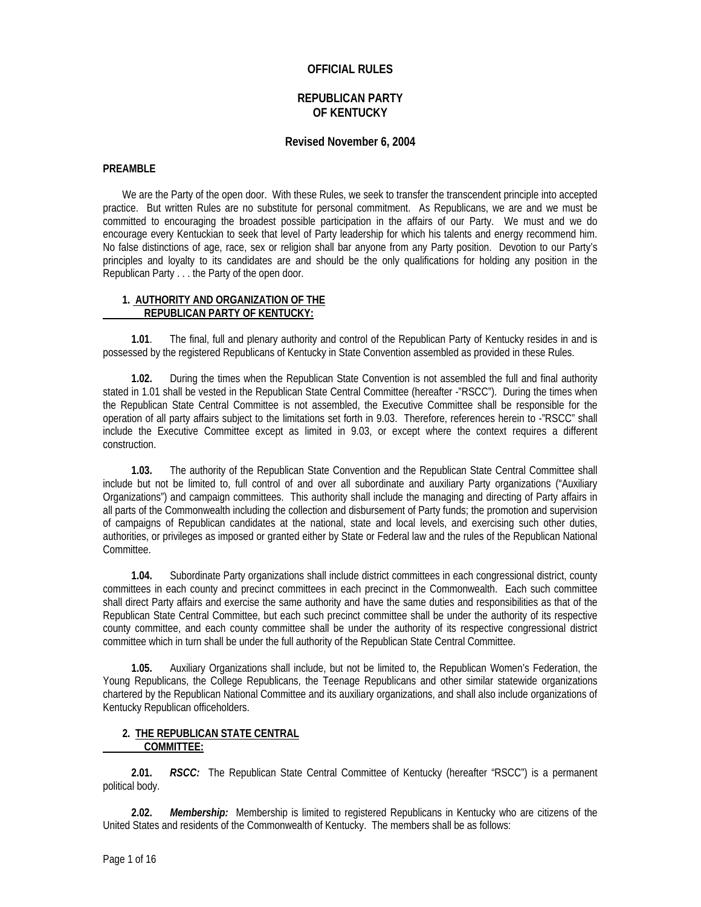# OFFICIAL RULES

# REPUBLICAN PARTY OF KENTUCKY

### Revised November 6, 2004

**PREAMBLE**

We are the Party of the open door. With these Rules, we seek to transfer the transcendent principle into accepted practice. But written Rules are no substitute for personal commitment. As Republicans, we are and we must be committed to encouraging the broadest possible participation in the affairs of our Party. We must and we do encourage every Kentuckian to seek that level of Party leadership for which his talents and energy recommend him. No false distinctions of age, race, sex or religion shall bar anyone from any Party position. Devotion to our Party's principles and loyalty to its candidates are and should be the only qualifications for holding any position in the Republican Party . . . the Party of the open door.

## 1. AUTHORITY AND ORGANIZATION OF THE REPUBLICAN PARTY OF KENTUCKY:

**1.01**. The final, full and plenary authority and control of the Republican Party of Kentucky resides in and is possessed by the registered Republicans of Kentucky in State Convention assembled as provided in these Rules.

**1.02.** During the times when the Republican State Convention is not assembled the full and final authority stated in 1.01 shall be vested in the Republican State Central Committee (hereafter -"RSCC"). During the times when the Republican State Central Committee is not assembled, the Executive Committee shall be responsible for the operation of all party affairs subject to the limitations set forth in 9.03. Therefore, references herein to -"RSCC" shall include the Executive Committee except as limited in 9.03, or except where the context requires a different construction.

**1.03.** The authority of the Republican State Convention and the Republican State Central Committee shall include but not be limited to, full control of and over all subordinate and auxiliary Party organizations ("Auxiliary Organizations") and campaign committees. This authority shall include the managing and directing of Party affairs in all parts of the Commonwealth including the collection and disbursement of Party funds; the promotion and supervision of campaigns of Republican candidates at the national, state and local levels, and exercising such other duties, authorities, or privileges as imposed or granted either by State or Federal law and the rules of the Republican National Committee.

**1.04.** Subordinate Party organizations shall include district committees in each congressional district, county committees in each county and precinct committees in each precinct in the Commonwealth. Each such committee shall direct Party affairs and exercise the same authority and have the same duties and responsibilities as that of the Republican State Central Committee, but each such precinct committee shall be under the authority of its respective county committee, and each county committee shall be under the authority of its respective congressional district committee which in turn shall be under the full authority of the Republican State Central Committee.

**1.05.** Auxiliary Organizations shall include, but not be limited to, the Republican Women's Federation, the Young Republicans, the College Republicans, the Teenage Republicans and other similar statewide organizations chartered by the Republican National Committee and its auxiliary organizations, and shall also include organizations of Kentucky Republican officeholders.

## 2. THE REPUBLICAN STATE CENTRAL COMMITTEE:

**2.01.** ***RSCC:*** The Republican State Central Committee of Kentucky (hereafter "RSCC") is a permanent political body.

**2.02.** ***Membership:*** Membership is limited to registered Republicans in Kentucky who are citizens of the United States and residents of the Commonwealth of Kentucky. The members shall be as follows: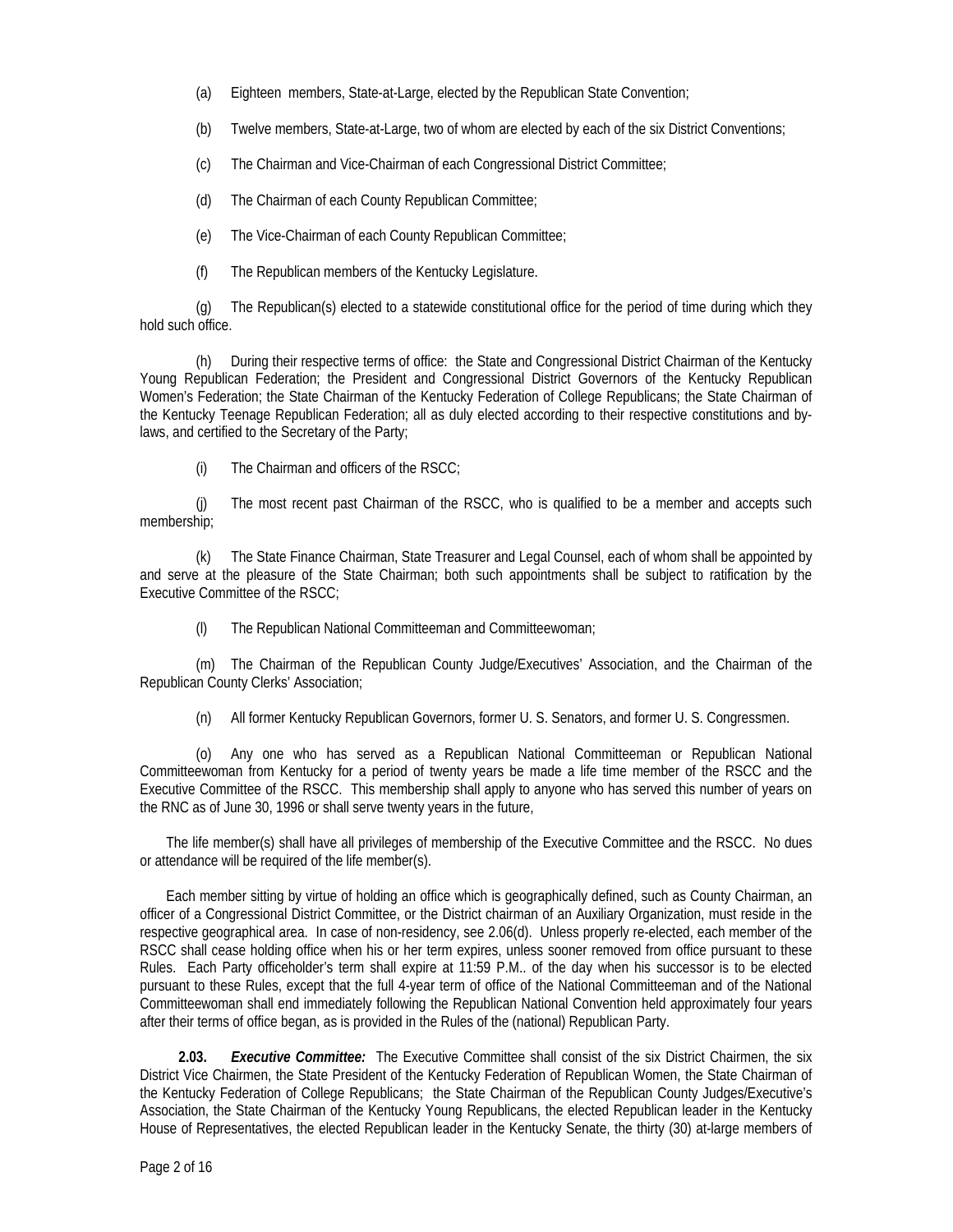(a) Eighteen members, State-at-Large, elected by the Republican State Convention;

(b) Twelve members, State-at-Large, two of whom are elected by each of the six District Conventions;

(c) The Chairman and Vice-Chairman of each Congressional District Committee;

(d) The Chairman of each County Republican Committee;

(e) The Vice-Chairman of each County Republican Committee;

(f) The Republican members of the Kentucky Legislature.

(g) The Republican(s) elected to a statewide constitutional office for the period of time during which they hold such office.

(h) During their respective terms of office: the State and Congressional District Chairman of the Kentucky Young Republican Federation; the President and Congressional District Governors of the Kentucky Republican Women's Federation; the State Chairman of the Kentucky Federation of College Republicans; the State Chairman of the Kentucky Teenage Republican Federation; all as duly elected according to their respective constitutions and by-laws, and certified to the Secretary of the Party;

(i) The Chairman and officers of the RSCC;

(j) The most recent past Chairman of the RSCC, who is qualified to be a member and accepts such membership;

(k) The State Finance Chairman, State Treasurer and Legal Counsel, each of whom shall be appointed by and serve at the pleasure of the State Chairman; both such appointments shall be subject to ratification by the Executive Committee of the RSCC;

(l) The Republican National Committeeman and Committeewoman;

(m) The Chairman of the Republican County Judge/Executives' Association, and the Chairman of the Republican County Clerks' Association;

(n) All former Kentucky Republican Governors, former U. S. Senators, and former U. S. Congressmen.

(o) Any one who has served as a Republican National Committeeman or Republican National Committeewoman from Kentucky for a period of twenty years be made a life time member of the RSCC and the Executive Committee of the RSCC. This membership shall apply to anyone who has served this number of years on the RNC as of June 30, 1996 or shall serve twenty years in the future,

The life member(s) shall have all privileges of membership of the Executive Committee and the RSCC. No dues or attendance will be required of the life member(s).

Each member sitting by virtue of holding an office which is geographically defined, such as County Chairman, an officer of a Congressional District Committee, or the District chairman of an Auxiliary Organization, must reside in the respective geographical area. In case of non-residency, see 2.06(d). Unless properly re-elected, each member of the RSCC shall cease holding office when his or her term expires, unless sooner removed from office pursuant to these Rules. Each Party officeholder's term shall expire at 11:59 P.M.. of the day when his successor is to be elected pursuant to these Rules, except that the full 4-year term of office of the National Committeeman and of the National Committeewoman shall end immediately following the Republican National Convention held approximately four years after their terms of office began, as is provided in the Rules of the (national) Republican Party.

**2.03.** ***Executive Committee:*** The Executive Committee shall consist of the six District Chairmen, the six District Vice Chairmen, the State President of the Kentucky Federation of Republican Women, the State Chairman of the Kentucky Federation of College Republicans; the State Chairman of the Republican County Judges/Executive's Association, the State Chairman of the Kentucky Young Republicans, the elected Republican leader in the Kentucky House of Representatives, the elected Republican leader in the Kentucky Senate, the thirty (30) at-large members of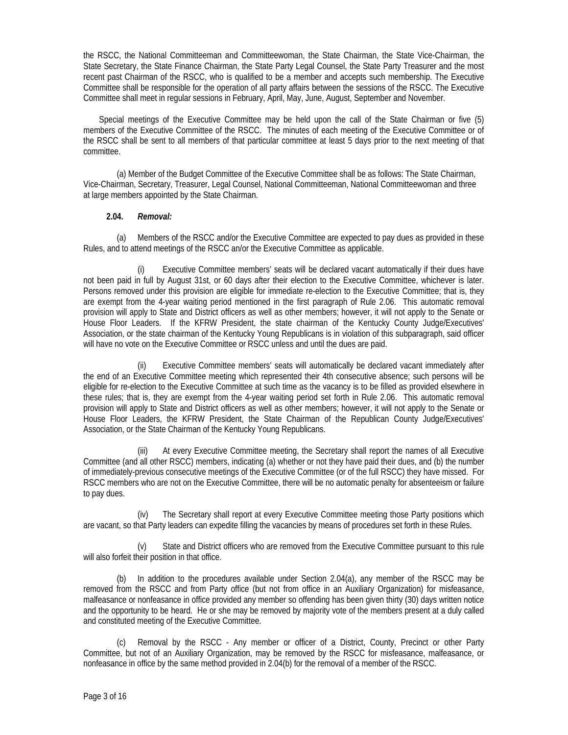the RSCC, the National Committeeman and Committeewoman, the State Chairman, the State Vice-Chairman, the State Secretary, the State Finance Chairman, the State Party Legal Counsel, the State Party Treasurer and the most recent past Chairman of the RSCC, who is qualified to be a member and accepts such membership. The Executive Committee shall be responsible for the operation of all party affairs between the sessions of the RSCC. The Executive Committee shall meet in regular sessions in February, April, May, June, August, September and November.

Special meetings of the Executive Committee may be held upon the call of the State Chairman or five (5) members of the Executive Committee of the RSCC. The minutes of each meeting of the Executive Committee or of the RSCC shall be sent to all members of that particular committee at least 5 days prior to the next meeting of that committee.

(a) Member of the Budget Committee of the Executive Committee shall be as follows: The State Chairman, Vice-Chairman, Secretary, Treasurer, Legal Counsel, National Committeeman, National Committeewoman and three at large members appointed by the State Chairman.

**2.04.** ***Removal:***

(a) Members of the RSCC and/or the Executive Committee are expected to pay dues as provided in these Rules, and to attend meetings of the RSCC an/or the Executive Committee as applicable.

(i) Executive Committee members' seats will be declared vacant automatically if their dues have not been paid in full by August 31st, or 60 days after their election to the Executive Committee, whichever is later. Persons removed under this provision are eligible for immediate re-election to the Executive Committee; that is, they are exempt from the 4-year waiting period mentioned in the first paragraph of Rule 2.06. This automatic removal provision will apply to State and District officers as well as other members; however, it will not apply to the Senate or House Floor Leaders. If the KFRW President, the state chairman of the Kentucky County Judge/Executives' Association, or the state chairman of the Kentucky Young Republicans is in violation of this subparagraph, said officer will have no vote on the Executive Committee or RSCC unless and until the dues are paid.

(ii) Executive Committee members' seats will automatically be declared vacant immediately after the end of an Executive Committee meeting which represented their 4th consecutive absence; such persons will be eligible for re-election to the Executive Committee at such time as the vacancy is to be filled as provided elsewhere in these rules; that is, they are exempt from the 4-year waiting period set forth in Rule 2.06. This automatic removal provision will apply to State and District officers as well as other members; however, it will not apply to the Senate or House Floor Leaders, the KFRW President, the State Chairman of the Republican County Judge/Executives' Association, or the State Chairman of the Kentucky Young Republicans.

(iii) At every Executive Committee meeting, the Secretary shall report the names of all Executive Committee (and all other RSCC) members, indicating (a) whether or not they have paid their dues, and (b) the number of immediately-previous consecutive meetings of the Executive Committee (or of the full RSCC) they have missed. For RSCC members who are not on the Executive Committee, there will be no automatic penalty for absenteeism or failure to pay dues.

(iv) The Secretary shall report at every Executive Committee meeting those Party positions which are vacant, so that Party leaders can expedite filling the vacancies by means of procedures set forth in these Rules.

(v) State and District officers who are removed from the Executive Committee pursuant to this rule will also forfeit their position in that office.

(b) In addition to the procedures available under Section 2.04(a), any member of the RSCC may be removed from the RSCC and from Party office (but not from office in an Auxiliary Organization) for misfeasance, malfeasance or nonfeasance in office provided any member so offending has been given thirty (30) days written notice and the opportunity to be heard. He or she may be removed by majority vote of the members present at a duly called and constituted meeting of the Executive Committee.

(c) Removal by the RSCC - Any member or officer of a District, County, Precinct or other Party Committee, but not of an Auxiliary Organization, may be removed by the RSCC for misfeasance, malfeasance, or nonfeasance in office by the same method provided in 2.04(b) for the removal of a member of the RSCC.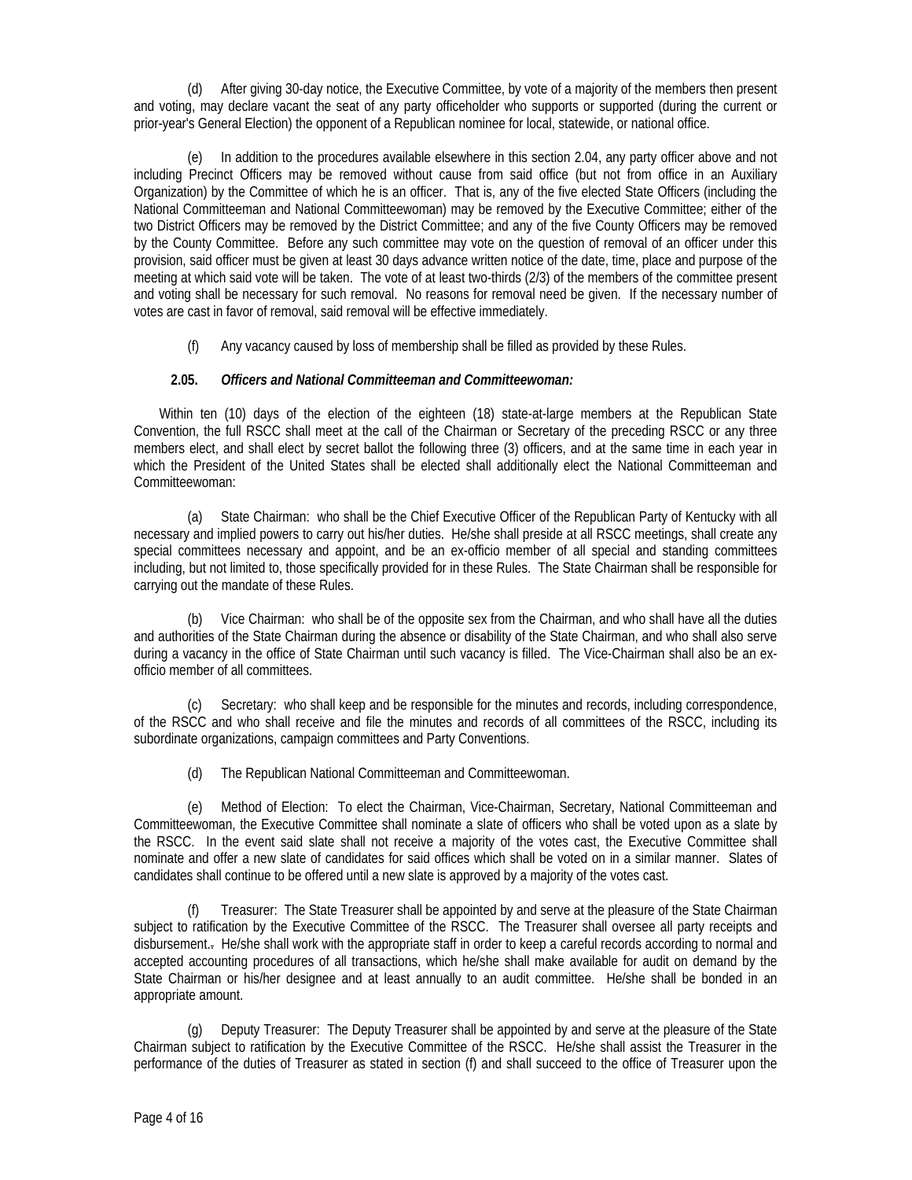(d) After giving 30-day notice, the Executive Committee, by vote of a majority of the members then present and voting, may declare vacant the seat of any party officeholder who supports or supported (during the current or prior-year's General Election) the opponent of a Republican nominee for local, statewide, or national office.

(e) In addition to the procedures available elsewhere in this section 2.04, any party officer above and not including Precinct Officers may be removed without cause from said office (but not from office in an Auxiliary Organization) by the Committee of which he is an officer. That is, any of the five elected State Officers (including the National Committeeman and National Committeewoman) may be removed by the Executive Committee; either of the two District Officers may be removed by the District Committee; and any of the five County Officers may be removed by the County Committee. Before any such committee may vote on the question of removal of an officer under this provision, said officer must be given at least 30 days advance written notice of the date, time, place and purpose of the meeting at which said vote will be taken. The vote of at least two-thirds (2/3) of the members of the committee present and voting shall be necessary for such removal. No reasons for removal need be given. If the necessary number of votes are cast in favor of removal, said removal will be effective immediately.

(f) Any vacancy caused by loss of membership shall be filled as provided by these Rules.

### 2.05. *Officers and National Committeeman and Committeewoman:*

Within ten (10) days of the election of the eighteen (18) state-at-large members at the Republican State Convention, the full RSCC shall meet at the call of the Chairman or Secretary of the preceding RSCC or any three members elect, and shall elect by secret ballot the following three (3) officers, and at the same time in each year in which the President of the United States shall be elected shall additionally elect the National Committeeman and Committeewoman:

(a) State Chairman: who shall be the Chief Executive Officer of the Republican Party of Kentucky with all necessary and implied powers to carry out his/her duties. He/she shall preside at all RSCC meetings, shall create any special committees necessary and appoint, and be an ex-officio member of all special and standing committees including, but not limited to, those specifically provided for in these Rules. The State Chairman shall be responsible for carrying out the mandate of these Rules.

(b) Vice Chairman: who shall be of the opposite sex from the Chairman, and who shall have all the duties and authorities of the State Chairman during the absence or disability of the State Chairman, and who shall also serve during a vacancy in the office of State Chairman until such vacancy is filled. The Vice-Chairman shall also be an ex-officio member of all committees.

(c) Secretary: who shall keep and be responsible for the minutes and records, including correspondence, of the RSCC and who shall receive and file the minutes and records of all committees of the RSCC, including its subordinate organizations, campaign committees and Party Conventions.

(d) The Republican National Committeeman and Committeewoman.

(e) Method of Election: To elect the Chairman, Vice-Chairman, Secretary, National Committeeman and Committeewoman, the Executive Committee shall nominate a slate of officers who shall be voted upon as a slate by the RSCC. In the event said slate shall not receive a majority of the votes cast, the Executive Committee shall nominate and offer a new slate of candidates for said offices which shall be voted on in a similar manner. Slates of candidates shall continue to be offered until a new slate is approved by a majority of the votes cast.

(f) Treasurer: The State Treasurer shall be appointed by and serve at the pleasure of the State Chairman subject to ratification by the Executive Committee of the RSCC. The Treasurer shall oversee all party receipts and disbursement.. He/she shall work with the appropriate staff in order to keep a careful records according to normal and accepted accounting procedures of all transactions, which he/she shall make available for audit on demand by the State Chairman or his/her designee and at least annually to an audit committee. He/she shall be bonded in an appropriate amount.

(g) Deputy Treasurer: The Deputy Treasurer shall be appointed by and serve at the pleasure of the State Chairman subject to ratification by the Executive Committee of the RSCC. He/she shall assist the Treasurer in the performance of the duties of Treasurer as stated in section (f) and shall succeed to the office of Treasurer upon the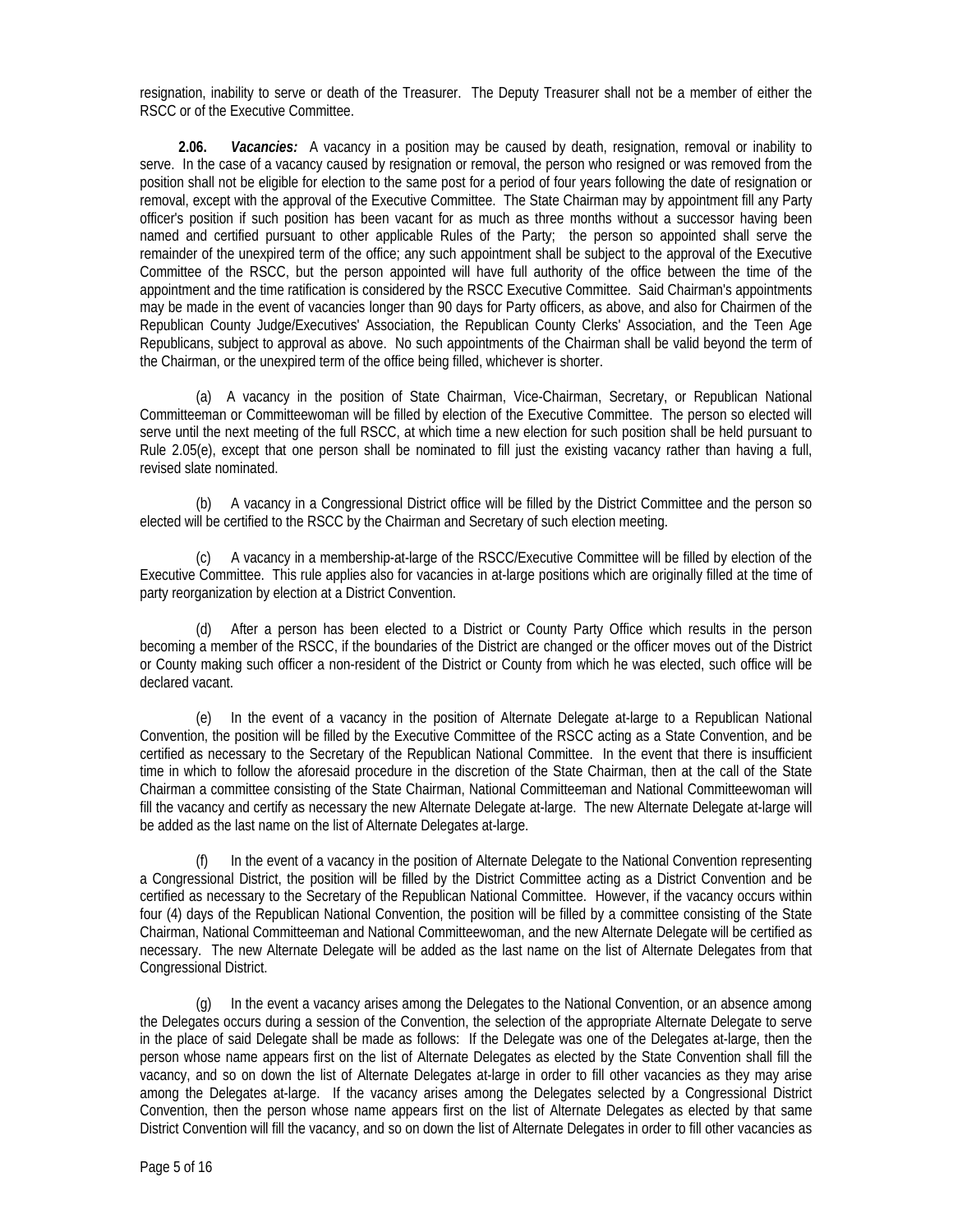resignation, inability to serve or death of the Treasurer. The Deputy Treasurer shall not be a member of either the RSCC or of the Executive Committee.

**2.06.** ***Vacancies:*** A vacancy in a position may be caused by death, resignation, removal or inability to serve. In the case of a vacancy caused by resignation or removal, the person who resigned or was removed from the position shall not be eligible for election to the same post for a period of four years following the date of resignation or removal, except with the approval of the Executive Committee. The State Chairman may by appointment fill any Party officer's position if such position has been vacant for as much as three months without a successor having been named and certified pursuant to other applicable Rules of the Party; the person so appointed shall serve the remainder of the unexpired term of the office; any such appointment shall be subject to the approval of the Executive Committee of the RSCC, but the person appointed will have full authority of the office between the time of the appointment and the time ratification is considered by the RSCC Executive Committee. Said Chairman's appointments may be made in the event of vacancies longer than 90 days for Party officers, as above, and also for Chairmen of the Republican County Judge/Executives' Association, the Republican County Clerks' Association, and the Teen Age Republicans, subject to approval as above. No such appointments of the Chairman shall be valid beyond the term of the Chairman, or the unexpired term of the office being filled, whichever is shorter.

(a) A vacancy in the position of State Chairman, Vice-Chairman, Secretary, or Republican National Committeeman or Committeewoman will be filled by election of the Executive Committee. The person so elected will serve until the next meeting of the full RSCC, at which time a new election for such position shall be held pursuant to Rule 2.05(e), except that one person shall be nominated to fill just the existing vacancy rather than having a full, revised slate nominated.

(b) A vacancy in a Congressional District office will be filled by the District Committee and the person so elected will be certified to the RSCC by the Chairman and Secretary of such election meeting.

(c) A vacancy in a membership-at-large of the RSCC/Executive Committee will be filled by election of the Executive Committee. This rule applies also for vacancies in at-large positions which are originally filled at the time of party reorganization by election at a District Convention.

(d) After a person has been elected to a District or County Party Office which results in the person becoming a member of the RSCC, if the boundaries of the District are changed or the officer moves out of the District or County making such officer a non-resident of the District or County from which he was elected, such office will be declared vacant.

(e) In the event of a vacancy in the position of Alternate Delegate at-large to a Republican National Convention, the position will be filled by the Executive Committee of the RSCC acting as a State Convention, and be certified as necessary to the Secretary of the Republican National Committee. In the event that there is insufficient time in which to follow the aforesaid procedure in the discretion of the State Chairman, then at the call of the State Chairman a committee consisting of the State Chairman, National Committeeman and National Committeewoman will fill the vacancy and certify as necessary the new Alternate Delegate at-large. The new Alternate Delegate at-large will be added as the last name on the list of Alternate Delegates at-large.

(f) In the event of a vacancy in the position of Alternate Delegate to the National Convention representing a Congressional District, the position will be filled by the District Committee acting as a District Convention and be certified as necessary to the Secretary of the Republican National Committee. However, if the vacancy occurs within four (4) days of the Republican National Convention, the position will be filled by a committee consisting of the State Chairman, National Committeeman and National Committeewoman, and the new Alternate Delegate will be certified as necessary. The new Alternate Delegate will be added as the last name on the list of Alternate Delegates from that Congressional District.

(g) In the event a vacancy arises among the Delegates to the National Convention, or an absence among the Delegates occurs during a session of the Convention, the selection of the appropriate Alternate Delegate to serve in the place of said Delegate shall be made as follows: If the Delegate was one of the Delegates at-large, then the person whose name appears first on the list of Alternate Delegates as elected by the State Convention shall fill the vacancy, and so on down the list of Alternate Delegates at-large in order to fill other vacancies as they may arise among the Delegates at-large. If the vacancy arises among the Delegates selected by a Congressional District Convention, then the person whose name appears first on the list of Alternate Delegates as elected by that same District Convention will fill the vacancy, and so on down the list of Alternate Delegates in order to fill other vacancies as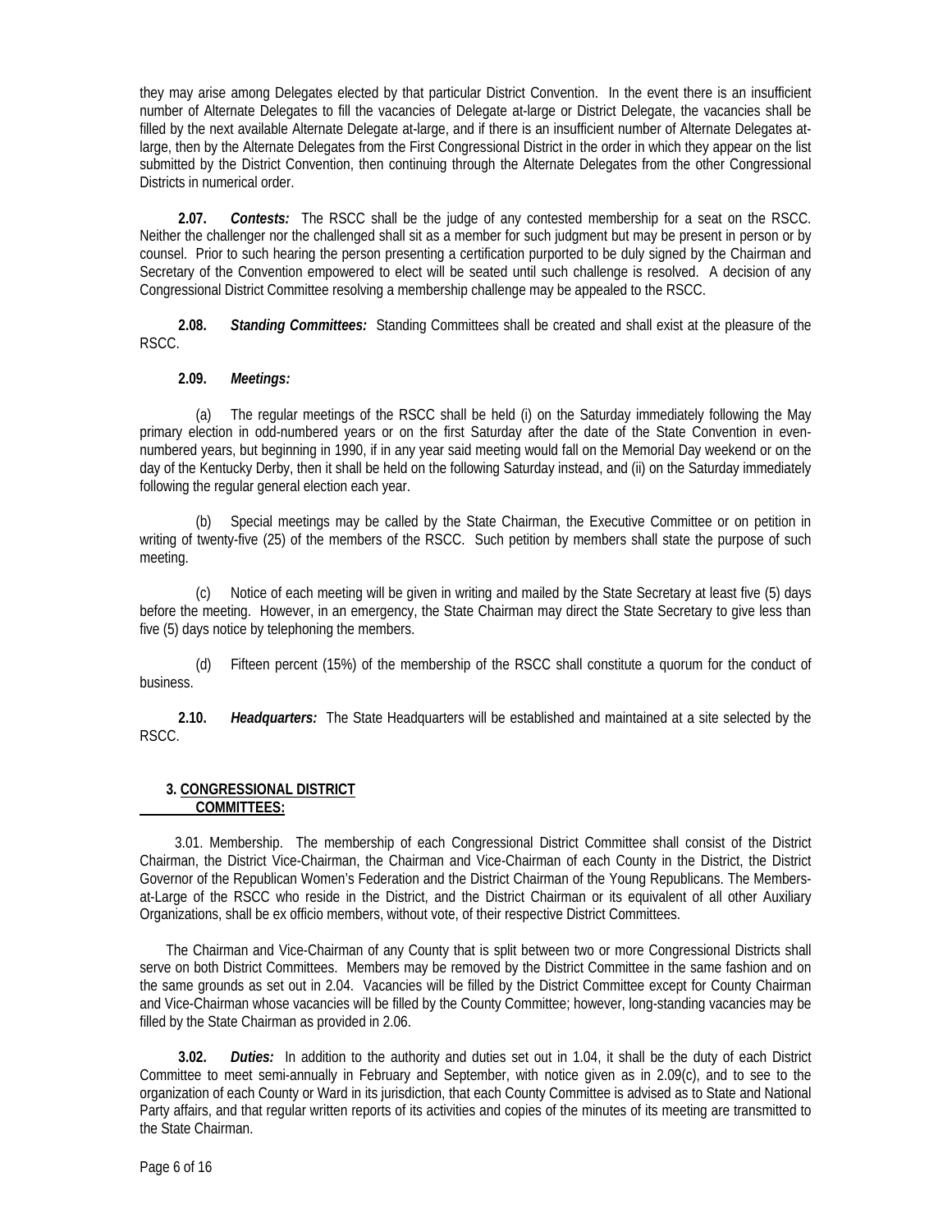they may arise among Delegates elected by that particular District Convention. In the event there is an insufficient number of Alternate Delegates to fill the vacancies of Delegate at-large or District Delegate, the vacancies shall be filled by the next available Alternate Delegate at-large, and if there is an insufficient number of Alternate Delegates at-large, then by the Alternate Delegates from the First Congressional District in the order in which they appear on the list submitted by the District Convention, then continuing through the Alternate Delegates from the other Congressional Districts in numerical order.

**2.07.** ***Contests:*** The RSCC shall be the judge of any contested membership for a seat on the RSCC. Neither the challenger nor the challenged shall sit as a member for such judgment but may be present in person or by counsel. Prior to such hearing the person presenting a certification purported to be duly signed by the Chairman and Secretary of the Convention empowered to elect will be seated until such challenge is resolved. A decision of any Congressional District Committee resolving a membership challenge may be appealed to the RSCC.

**2.08.** ***Standing Committees:*** Standing Committees shall be created and shall exist at the pleasure of the RSCC.

**2.09.** ***Meetings:***

(a) The regular meetings of the RSCC shall be held (i) on the Saturday immediately following the May primary election in odd-numbered years or on the first Saturday after the date of the State Convention in even-numbered years, but beginning in 1990, if in any year said meeting would fall on the Memorial Day weekend or on the day of the Kentucky Derby, then it shall be held on the following Saturday instead, and (ii) on the Saturday immediately following the regular general election each year.

(b) Special meetings may be called by the State Chairman, the Executive Committee or on petition in writing of twenty-five (25) of the members of the RSCC. Such petition by members shall state the purpose of such meeting.

(c) Notice of each meeting will be given in writing and mailed by the State Secretary at least five (5) days before the meeting. However, in an emergency, the State Chairman may direct the State Secretary to give less than five (5) days notice by telephoning the members.

(d) Fifteen percent (15%) of the membership of the RSCC shall constitute a quorum for the conduct of business.

**2.10.** ***Headquarters:*** The State Headquarters will be established and maintained at a site selected by the RSCC.

## 3. CONGRESSIONAL DISTRICT COMMITTEES:

3.01. Membership. The membership of each Congressional District Committee shall consist of the District Chairman, the District Vice-Chairman, the Chairman and Vice-Chairman of each County in the District, the District Governor of the Republican Women's Federation and the District Chairman of the Young Republicans. The Members-at-Large of the RSCC who reside in the District, and the District Chairman or its equivalent of all other Auxiliary Organizations, shall be ex officio members, without vote, of their respective District Committees.

The Chairman and Vice-Chairman of any County that is split between two or more Congressional Districts shall serve on both District Committees. Members may be removed by the District Committee in the same fashion and on the same grounds as set out in 2.04. Vacancies will be filled by the District Committee except for County Chairman and Vice-Chairman whose vacancies will be filled by the County Committee; however, long-standing vacancies may be filled by the State Chairman as provided in 2.06.

**3.02.** ***Duties:*** In addition to the authority and duties set out in 1.04, it shall be the duty of each District Committee to meet semi-annually in February and September, with notice given as in 2.09(c), and to see to the organization of each County or Ward in its jurisdiction, that each County Committee is advised as to State and National Party affairs, and that regular written reports of its activities and copies of the minutes of its meeting are transmitted to the State Chairman.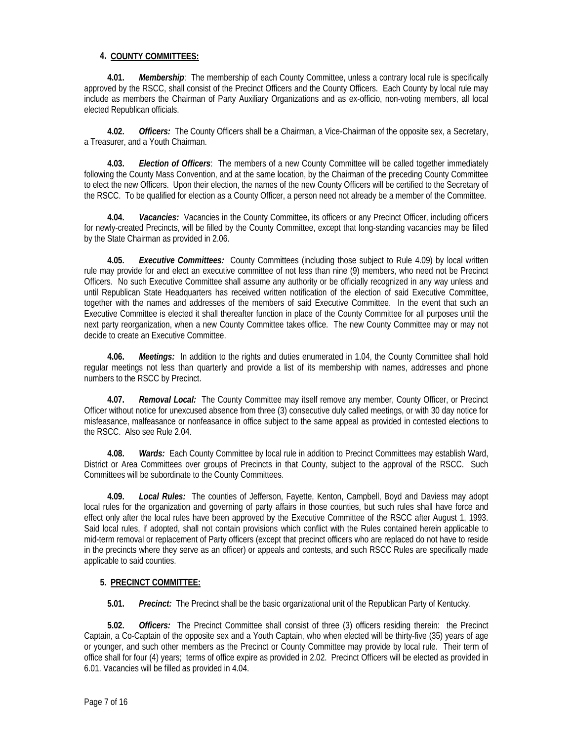## 4. COUNTY COMMITTEES:

**4.01.** ***Membership***: The membership of each County Committee, unless a contrary local rule is specifically approved by the RSCC, shall consist of the Precinct Officers and the County Officers. Each County by local rule may include as members the Chairman of Party Auxiliary Organizations and as ex-officio, non-voting members, all local elected Republican officials.

**4.02.** ***Officers:*** The County Officers shall be a Chairman, a Vice-Chairman of the opposite sex, a Secretary, a Treasurer, and a Youth Chairman.

**4.03.** ***Election of Officers***: The members of a new County Committee will be called together immediately following the County Mass Convention, and at the same location, by the Chairman of the preceding County Committee to elect the new Officers. Upon their election, the names of the new County Officers will be certified to the Secretary of the RSCC. To be qualified for election as a County Officer, a person need not already be a member of the Committee.

**4.04.** ***Vacancies:*** Vacancies in the County Committee, its officers or any Precinct Officer, including officers for newly-created Precincts, will be filled by the County Committee, except that long-standing vacancies may be filled by the State Chairman as provided in 2.06.

**4.05.** ***Executive Committees:*** County Committees (including those subject to Rule 4.09) by local written rule may provide for and elect an executive committee of not less than nine (9) members, who need not be Precinct Officers. No such Executive Committee shall assume any authority or be officially recognized in any way unless and until Republican State Headquarters has received written notification of the election of said Executive Committee, together with the names and addresses of the members of said Executive Committee. In the event that such an Executive Committee is elected it shall thereafter function in place of the County Committee for all purposes until the next party reorganization, when a new County Committee takes office. The new County Committee may or may not decide to create an Executive Committee.

**4.06.** ***Meetings:*** In addition to the rights and duties enumerated in 1.04, the County Committee shall hold regular meetings not less than quarterly and provide a list of its membership with names, addresses and phone numbers to the RSCC by Precinct.

**4.07.** ***Removal Local:*** The County Committee may itself remove any member, County Officer, or Precinct Officer without notice for unexcused absence from three (3) consecutive duly called meetings, or with 30 day notice for misfeasance, malfeasance or nonfeasance in office subject to the same appeal as provided in contested elections to the RSCC. Also see Rule 2.04.

**4.08.** ***Wards:*** Each County Committee by local rule in addition to Precinct Committees may establish Ward, District or Area Committees over groups of Precincts in that County, subject to the approval of the RSCC. Such Committees will be subordinate to the County Committees.

**4.09.** ***Local Rules:*** The counties of Jefferson, Fayette, Kenton, Campbell, Boyd and Daviess may adopt local rules for the organization and governing of party affairs in those counties, but such rules shall have force and effect only after the local rules have been approved by the Executive Committee of the RSCC after August 1, 1993. Said local rules, if adopted, shall not contain provisions which conflict with the Rules contained herein applicable to mid-term removal or replacement of Party officers (except that precinct officers who are replaced do not have to reside in the precincts where they serve as an officer) or appeals and contests, and such RSCC Rules are specifically made applicable to said counties.

## 5. PRECINCT COMMITTEE:

**5.01.** ***Precinct:*** The Precinct shall be the basic organizational unit of the Republican Party of Kentucky.

**5.02.** ***Officers:*** The Precinct Committee shall consist of three (3) officers residing therein: the Precinct Captain, a Co-Captain of the opposite sex and a Youth Captain, who when elected will be thirty-five (35) years of age or younger, and such other members as the Precinct or County Committee may provide by local rule. Their term of office shall for four (4) years; terms of office expire as provided in 2.02. Precinct Officers will be elected as provided in 6.01. Vacancies will be filled as provided in 4.04.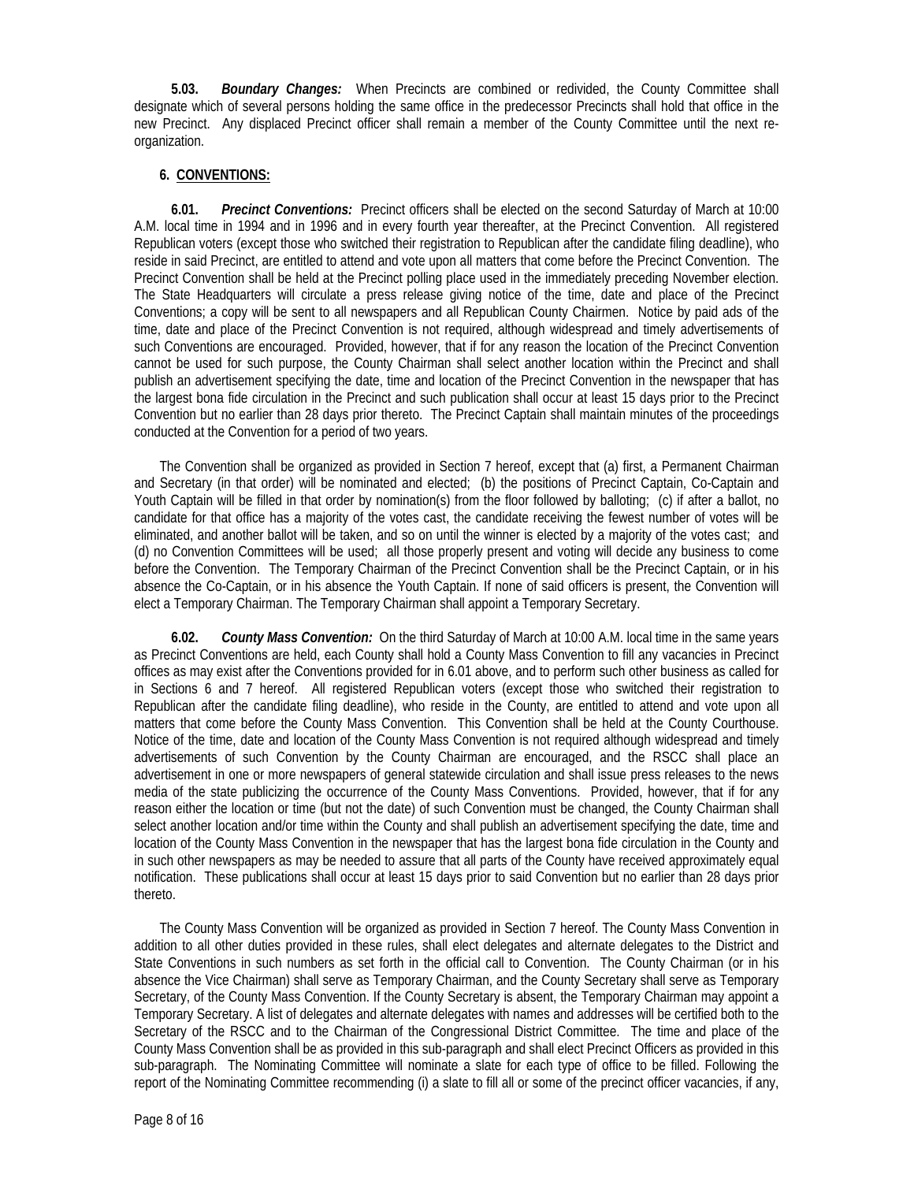**5.03.** ***Boundary Changes:*** When Precincts are combined or redivided, the County Committee shall designate which of several persons holding the same office in the predecessor Precincts shall hold that office in the new Precinct. Any displaced Precinct officer shall remain a member of the County Committee until the next re-organization.

## 6. CONVENTIONS:

**6.01.** ***Precinct Conventions:*** Precinct officers shall be elected on the second Saturday of March at 10:00 A.M. local time in 1994 and in 1996 and in every fourth year thereafter, at the Precinct Convention. All registered Republican voters (except those who switched their registration to Republican after the candidate filing deadline), who reside in said Precinct, are entitled to attend and vote upon all matters that come before the Precinct Convention. The Precinct Convention shall be held at the Precinct polling place used in the immediately preceding November election. The State Headquarters will circulate a press release giving notice of the time, date and place of the Precinct Conventions; a copy will be sent to all newspapers and all Republican County Chairmen. Notice by paid ads of the time, date and place of the Precinct Convention is not required, although widespread and timely advertisements of such Conventions are encouraged. Provided, however, that if for any reason the location of the Precinct Convention cannot be used for such purpose, the County Chairman shall select another location within the Precinct and shall publish an advertisement specifying the date, time and location of the Precinct Convention in the newspaper that has the largest bona fide circulation in the Precinct and such publication shall occur at least 15 days prior to the Precinct Convention but no earlier than 28 days prior thereto. The Precinct Captain shall maintain minutes of the proceedings conducted at the Convention for a period of two years.

The Convention shall be organized as provided in Section 7 hereof, except that (a) first, a Permanent Chairman and Secretary (in that order) will be nominated and elected; (b) the positions of Precinct Captain, Co-Captain and Youth Captain will be filled in that order by nomination(s) from the floor followed by balloting; (c) if after a ballot, no candidate for that office has a majority of the votes cast, the candidate receiving the fewest number of votes will be eliminated, and another ballot will be taken, and so on until the winner is elected by a majority of the votes cast; and (d) no Convention Committees will be used; all those properly present and voting will decide any business to come before the Convention. The Temporary Chairman of the Precinct Convention shall be the Precinct Captain, or in his absence the Co-Captain, or in his absence the Youth Captain. If none of said officers is present, the Convention will elect a Temporary Chairman. The Temporary Chairman shall appoint a Temporary Secretary.

**6.02.** ***County Mass Convention:*** On the third Saturday of March at 10:00 A.M. local time in the same years as Precinct Conventions are held, each County shall hold a County Mass Convention to fill any vacancies in Precinct offices as may exist after the Conventions provided for in 6.01 above, and to perform such other business as called for in Sections 6 and 7 hereof. All registered Republican voters (except those who switched their registration to Republican after the candidate filing deadline), who reside in the County, are entitled to attend and vote upon all matters that come before the County Mass Convention. This Convention shall be held at the County Courthouse. Notice of the time, date and location of the County Mass Convention is not required although widespread and timely advertisements of such Convention by the County Chairman are encouraged, and the RSCC shall place an advertisement in one or more newspapers of general statewide circulation and shall issue press releases to the news media of the state publicizing the occurrence of the County Mass Conventions. Provided, however, that if for any reason either the location or time (but not the date) of such Convention must be changed, the County Chairman shall select another location and/or time within the County and shall publish an advertisement specifying the date, time and location of the County Mass Convention in the newspaper that has the largest bona fide circulation in the County and in such other newspapers as may be needed to assure that all parts of the County have received approximately equal notification. These publications shall occur at least 15 days prior to said Convention but no earlier than 28 days prior thereto.

The County Mass Convention will be organized as provided in Section 7 hereof. The County Mass Convention in addition to all other duties provided in these rules, shall elect delegates and alternate delegates to the District and State Conventions in such numbers as set forth in the official call to Convention. The County Chairman (or in his absence the Vice Chairman) shall serve as Temporary Chairman, and the County Secretary shall serve as Temporary Secretary, of the County Mass Convention. If the County Secretary is absent, the Temporary Chairman may appoint a Temporary Secretary. A list of delegates and alternate delegates with names and addresses will be certified both to the Secretary of the RSCC and to the Chairman of the Congressional District Committee. The time and place of the County Mass Convention shall be as provided in this sub-paragraph and shall elect Precinct Officers as provided in this sub-paragraph. The Nominating Committee will nominate a slate for each type of office to be filled. Following the report of the Nominating Committee recommending (i) a slate to fill all or some of the precinct officer vacancies, if any,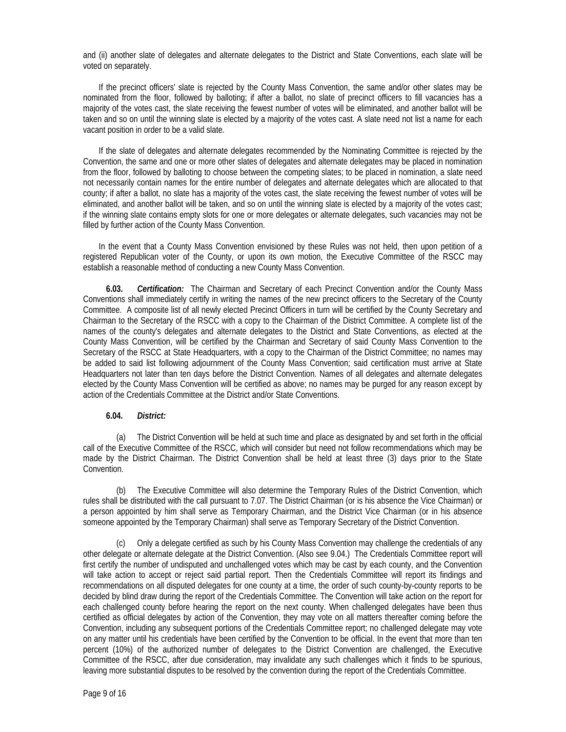and (ii) another slate of delegates and alternate delegates to the District and State Conventions, each slate will be voted on separately.

If the precinct officers' slate is rejected by the County Mass Convention, the same and/or other slates may be nominated from the floor, followed by balloting; if after a ballot, no slate of precinct officers to fill vacancies has a majority of the votes cast, the slate receiving the fewest number of votes will be eliminated, and another ballot will be taken and so on until the winning slate is elected by a majority of the votes cast. A slate need not list a name for each vacant position in order to be a valid slate.

If the slate of delegates and alternate delegates recommended by the Nominating Committee is rejected by the Convention, the same and one or more other slates of delegates and alternate delegates may be placed in nomination from the floor, followed by balloting to choose between the competing slates; to be placed in nomination, a slate need not necessarily contain names for the entire number of delegates and alternate delegates which are allocated to that county; if after a ballot, no slate has a majority of the votes cast, the slate receiving the fewest number of votes will be eliminated, and another ballot will be taken, and so on until the winning slate is elected by a majority of the votes cast; if the winning slate contains empty slots for one or more delegates or alternate delegates, such vacancies may not be filled by further action of the County Mass Convention.

In the event that a County Mass Convention envisioned by these Rules was not held, then upon petition of a registered Republican voter of the County, or upon its own motion, the Executive Committee of the RSCC may establish a reasonable method of conducting a new County Mass Convention.

**6.03.** ***Certification:*** The Chairman and Secretary of each Precinct Convention and/or the County Mass Conventions shall immediately certify in writing the names of the new precinct officers to the Secretary of the County Committee. A composite list of all newly elected Precinct Officers in turn will be certified by the County Secretary and Chairman to the Secretary of the RSCC with a copy to the Chairman of the District Committee. A complete list of the names of the county's delegates and alternate delegates to the District and State Conventions, as elected at the County Mass Convention, will be certified by the Chairman and Secretary of said County Mass Convention to the Secretary of the RSCC at State Headquarters, with a copy to the Chairman of the District Committee; no names may be added to said list following adjournment of the County Mass Convention; said certification must arrive at State Headquarters not later than ten days before the District Convention. Names of all delegates and alternate delegates elected by the County Mass Convention will be certified as above; no names may be purged for any reason except by action of the Credentials Committee at the District and/or State Conventions.

**6.04.** ***District:***

(a) The District Convention will be held at such time and place as designated by and set forth in the official call of the Executive Committee of the RSCC, which will consider but need not follow recommendations which may be made by the District Chairman. The District Convention shall be held at least three (3) days prior to the State Convention.

(b) The Executive Committee will also determine the Temporary Rules of the District Convention, which rules shall be distributed with the call pursuant to 7.07. The District Chairman (or is his absence the Vice Chairman) or a person appointed by him shall serve as Temporary Chairman, and the District Vice Chairman (or in his absence someone appointed by the Temporary Chairman) shall serve as Temporary Secretary of the District Convention.

(c) Only a delegate certified as such by his County Mass Convention may challenge the credentials of any other delegate or alternate delegate at the District Convention. (Also see 9.04.) The Credentials Committee report will first certify the number of undisputed and unchallenged votes which may be cast by each county, and the Convention will take action to accept or reject said partial report. Then the Credentials Committee will report its findings and recommendations on all disputed delegates for one county at a time, the order of such county-by-county reports to be decided by blind draw during the report of the Credentials Committee. The Convention will take action on the report for each challenged county before hearing the report on the next county. When challenged delegates have been thus certified as official delegates by action of the Convention, they may vote on all matters thereafter coming before the Convention, including any subsequent portions of the Credentials Committee report; no challenged delegate may vote on any matter until his credentials have been certified by the Convention to be official. In the event that more than ten percent (10%) of the authorized number of delegates to the District Convention are challenged, the Executive Committee of the RSCC, after due consideration, may invalidate any such challenges which it finds to be spurious, leaving more substantial disputes to be resolved by the convention during the report of the Credentials Committee.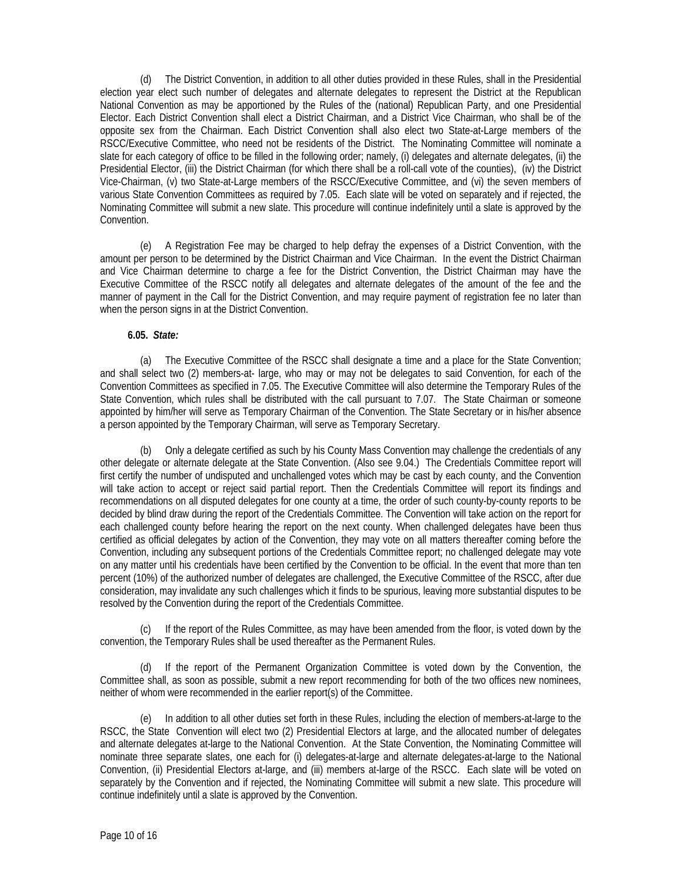(d) The District Convention, in addition to all other duties provided in these Rules, shall in the Presidential election year elect such number of delegates and alternate delegates to represent the District at the Republican National Convention as may be apportioned by the Rules of the (national) Republican Party, and one Presidential Elector. Each District Convention shall elect a District Chairman, and a District Vice Chairman, who shall be of the opposite sex from the Chairman. Each District Convention shall also elect two State-at-Large members of the RSCC/Executive Committee, who need not be residents of the District. The Nominating Committee will nominate a slate for each category of office to be filled in the following order; namely, (i) delegates and alternate delegates, (ii) the Presidential Elector, (iii) the District Chairman (for which there shall be a roll-call vote of the counties), (iv) the District Vice-Chairman, (v) two State-at-Large members of the RSCC/Executive Committee, and (vi) the seven members of various State Convention Committees as required by 7.05. Each slate will be voted on separately and if rejected, the Nominating Committee will submit a new slate. This procedure will continue indefinitely until a slate is approved by the Convention.

(e) A Registration Fee may be charged to help defray the expenses of a District Convention, with the amount per person to be determined by the District Chairman and Vice Chairman. In the event the District Chairman and Vice Chairman determine to charge a fee for the District Convention, the District Chairman may have the Executive Committee of the RSCC notify all delegates and alternate delegates of the amount of the fee and the manner of payment in the Call for the District Convention, and may require payment of registration fee no later than when the person signs in at the District Convention.

**6.05. *State:***

(a) The Executive Committee of the RSCC shall designate a time and a place for the State Convention; and shall select two (2) members-at- large, who may or may not be delegates to said Convention, for each of the Convention Committees as specified in 7.05. The Executive Committee will also determine the Temporary Rules of the State Convention, which rules shall be distributed with the call pursuant to 7.07. The State Chairman or someone appointed by him/her will serve as Temporary Chairman of the Convention. The State Secretary or in his/her absence a person appointed by the Temporary Chairman, will serve as Temporary Secretary.

(b) Only a delegate certified as such by his County Mass Convention may challenge the credentials of any other delegate or alternate delegate at the State Convention. (Also see 9.04.) The Credentials Committee report will first certify the number of undisputed and unchallenged votes which may be cast by each county, and the Convention will take action to accept or reject said partial report. Then the Credentials Committee will report its findings and recommendations on all disputed delegates for one county at a time, the order of such county-by-county reports to be decided by blind draw during the report of the Credentials Committee. The Convention will take action on the report for each challenged county before hearing the report on the next county. When challenged delegates have been thus certified as official delegates by action of the Convention, they may vote on all matters thereafter coming before the Convention, including any subsequent portions of the Credentials Committee report; no challenged delegate may vote on any matter until his credentials have been certified by the Convention to be official. In the event that more than ten percent (10%) of the authorized number of delegates are challenged, the Executive Committee of the RSCC, after due consideration, may invalidate any such challenges which it finds to be spurious, leaving more substantial disputes to be resolved by the Convention during the report of the Credentials Committee.

(c) If the report of the Rules Committee, as may have been amended from the floor, is voted down by the convention, the Temporary Rules shall be used thereafter as the Permanent Rules.

(d) If the report of the Permanent Organization Committee is voted down by the Convention, the Committee shall, as soon as possible, submit a new report recommending for both of the two offices new nominees, neither of whom were recommended in the earlier report(s) of the Committee.

(e) In addition to all other duties set forth in these Rules, including the election of members-at-large to the RSCC, the State Convention will elect two (2) Presidential Electors at large, and the allocated number of delegates and alternate delegates at-large to the National Convention. At the State Convention, the Nominating Committee will nominate three separate slates, one each for (i) delegates-at-large and alternate delegates-at-large to the National Convention, (ii) Presidential Electors at-large, and (iii) members at-large of the RSCC. Each slate will be voted on separately by the Convention and if rejected, the Nominating Committee will submit a new slate. This procedure will continue indefinitely until a slate is approved by the Convention.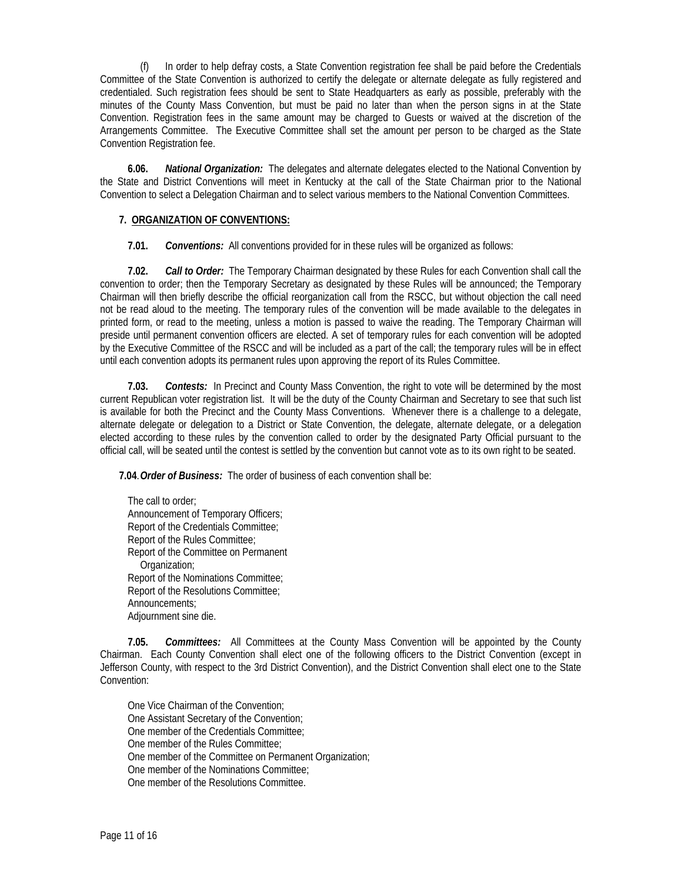(f) In order to help defray costs, a State Convention registration fee shall be paid before the Credentials Committee of the State Convention is authorized to certify the delegate or alternate delegate as fully registered and credentialed. Such registration fees should be sent to State Headquarters as early as possible, preferably with the minutes of the County Mass Convention, but must be paid no later than when the person signs in at the State Convention. Registration fees in the same amount may be charged to Guests or waived at the discretion of the Arrangements Committee. The Executive Committee shall set the amount per person to be charged as the State Convention Registration fee.

**6.06.** ***National Organization:*** The delegates and alternate delegates elected to the National Convention by the State and District Conventions will meet in Kentucky at the call of the State Chairman prior to the National Convention to select a Delegation Chairman and to select various members to the National Convention Committees.

## 7. ORGANIZATION OF CONVENTIONS:

**7.01.** ***Conventions:*** All conventions provided for in these rules will be organized as follows:

**7.02.** ***Call to Order:*** The Temporary Chairman designated by these Rules for each Convention shall call the convention to order; then the Temporary Secretary as designated by these Rules will be announced; the Temporary Chairman will then briefly describe the official reorganization call from the RSCC, but without objection the call need not be read aloud to the meeting. The temporary rules of the convention will be made available to the delegates in printed form, or read to the meeting, unless a motion is passed to waive the reading. The Temporary Chairman will preside until permanent convention officers are elected. A set of temporary rules for each convention will be adopted by the Executive Committee of the RSCC and will be included as a part of the call; the temporary rules will be in effect until each convention adopts its permanent rules upon approving the report of its Rules Committee.

**7.03.** ***Contests:*** In Precinct and County Mass Convention, the right to vote will be determined by the most current Republican voter registration list. It will be the duty of the County Chairman and Secretary to see that such list is available for both the Precinct and the County Mass Conventions. Whenever there is a challenge to a delegate, alternate delegate or delegation to a District or State Convention, the delegate, alternate delegate, or a delegation elected according to these rules by the convention called to order by the designated Party Official pursuant to the official call, will be seated until the contest is settled by the convention but cannot vote as to its own right to be seated.

**7.04**. ***Order of Business:*** The order of business of each convention shall be:

The call to order;
Announcement of Temporary Officers;
Report of the Credentials Committee;
Report of the Rules Committee;
Report of the Committee on Permanent Organization;
Report of the Nominations Committee;
Report of the Resolutions Committee;
Announcements;
Adjournment sine die.

**7.05.** ***Committees:*** All Committees at the County Mass Convention will be appointed by the County Chairman. Each County Convention shall elect one of the following officers to the District Convention (except in Jefferson County, with respect to the 3rd District Convention), and the District Convention shall elect one to the State Convention:

One Vice Chairman of the Convention;
One Assistant Secretary of the Convention;
One member of the Credentials Committee;
One member of the Rules Committee;
One member of the Committee on Permanent Organization;
One member of the Nominations Committee;
One member of the Resolutions Committee.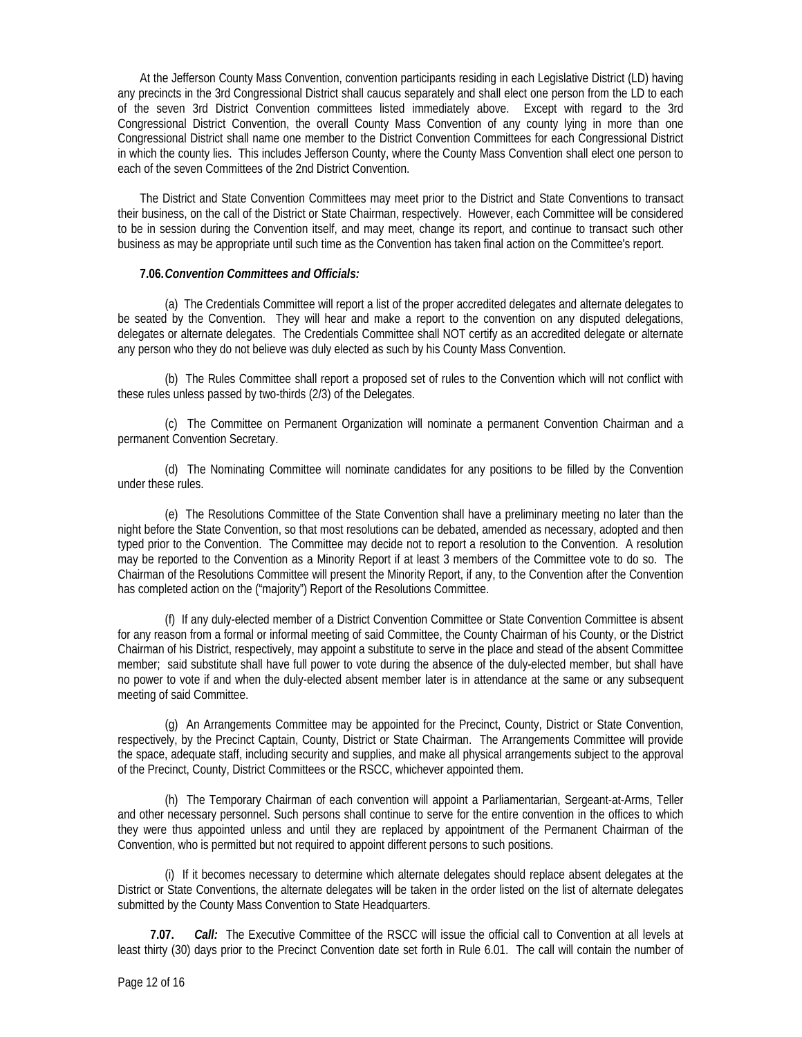At the Jefferson County Mass Convention, convention participants residing in each Legislative District (LD) having any precincts in the 3rd Congressional District shall caucus separately and shall elect one person from the LD to each of the seven 3rd District Convention committees listed immediately above. Except with regard to the 3rd Congressional District Convention, the overall County Mass Convention of any county lying in more than one Congressional District shall name one member to the District Convention Committees for each Congressional District in which the county lies. This includes Jefferson County, where the County Mass Convention shall elect one person to each of the seven Committees of the 2nd District Convention.

The District and State Convention Committees may meet prior to the District and State Conventions to transact their business, on the call of the District or State Chairman, respectively. However, each Committee will be considered to be in session during the Convention itself, and may meet, change its report, and continue to transact such other business as may be appropriate until such time as the Convention has taken final action on the Committee's report.

**7.06.** ***Convention Committees and Officials:***

(a) The Credentials Committee will report a list of the proper accredited delegates and alternate delegates to be seated by the Convention. They will hear and make a report to the convention on any disputed delegations, delegates or alternate delegates. The Credentials Committee shall NOT certify as an accredited delegate or alternate any person who they do not believe was duly elected as such by his County Mass Convention.

(b) The Rules Committee shall report a proposed set of rules to the Convention which will not conflict with these rules unless passed by two-thirds (2/3) of the Delegates.

(c) The Committee on Permanent Organization will nominate a permanent Convention Chairman and a permanent Convention Secretary.

(d) The Nominating Committee will nominate candidates for any positions to be filled by the Convention under these rules.

(e) The Resolutions Committee of the State Convention shall have a preliminary meeting no later than the night before the State Convention, so that most resolutions can be debated, amended as necessary, adopted and then typed prior to the Convention. The Committee may decide not to report a resolution to the Convention. A resolution may be reported to the Convention as a Minority Report if at least 3 members of the Committee vote to do so. The Chairman of the Resolutions Committee will present the Minority Report, if any, to the Convention after the Convention has completed action on the ("majority") Report of the Resolutions Committee.

(f) If any duly-elected member of a District Convention Committee or State Convention Committee is absent for any reason from a formal or informal meeting of said Committee, the County Chairman of his County, or the District Chairman of his District, respectively, may appoint a substitute to serve in the place and stead of the absent Committee member; said substitute shall have full power to vote during the absence of the duly-elected member, but shall have no power to vote if and when the duly-elected absent member later is in attendance at the same or any subsequent meeting of said Committee.

(g) An Arrangements Committee may be appointed for the Precinct, County, District or State Convention, respectively, by the Precinct Captain, County, District or State Chairman. The Arrangements Committee will provide the space, adequate staff, including security and supplies, and make all physical arrangements subject to the approval of the Precinct, County, District Committees or the RSCC, whichever appointed them.

(h) The Temporary Chairman of each convention will appoint a Parliamentarian, Sergeant-at-Arms, Teller and other necessary personnel. Such persons shall continue to serve for the entire convention in the offices to which they were thus appointed unless and until they are replaced by appointment of the Permanent Chairman of the Convention, who is permitted but not required to appoint different persons to such positions.

(i) If it becomes necessary to determine which alternate delegates should replace absent delegates at the District or State Conventions, the alternate delegates will be taken in the order listed on the list of alternate delegates submitted by the County Mass Convention to State Headquarters.

**7.07.** ***Call:*** The Executive Committee of the RSCC will issue the official call to Convention at all levels at least thirty (30) days prior to the Precinct Convention date set forth in Rule 6.01. The call will contain the number of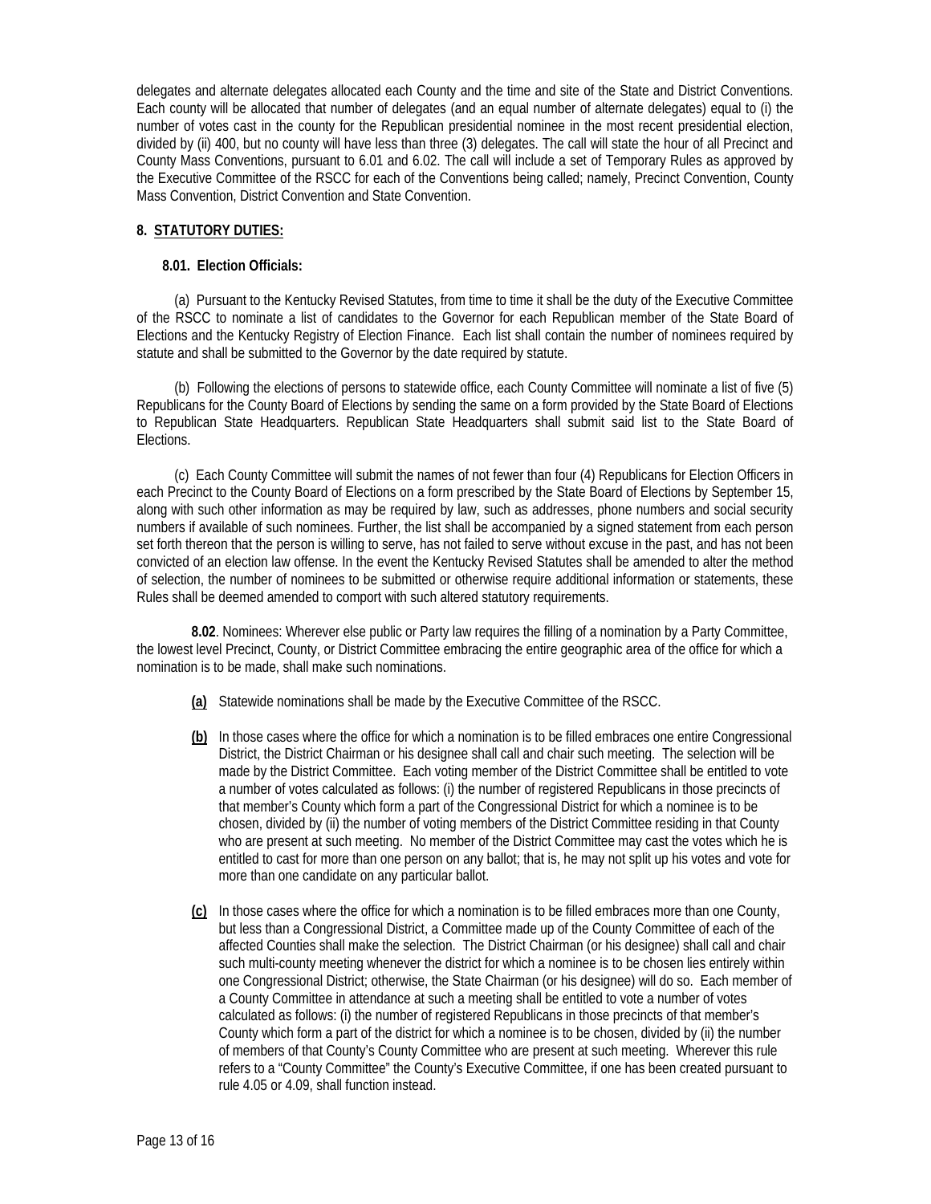delegates and alternate delegates allocated each County and the time and site of the State and District Conventions. Each county will be allocated that number of delegates (and an equal number of alternate delegates) equal to (i) the number of votes cast in the county for the Republican presidential nominee in the most recent presidential election, divided by (ii) 400, but no county will have less than three (3) delegates. The call will state the hour of all Precinct and County Mass Conventions, pursuant to 6.01 and 6.02. The call will include a set of Temporary Rules as approved by the Executive Committee of the RSCC for each of the Conventions being called; namely, Precinct Convention, County Mass Convention, District Convention and State Convention.

## 8. STATUTORY DUTIES:

### 8.01. Election Officials:

(a) Pursuant to the Kentucky Revised Statutes, from time to time it shall be the duty of the Executive Committee of the RSCC to nominate a list of candidates to the Governor for each Republican member of the State Board of Elections and the Kentucky Registry of Election Finance. Each list shall contain the number of nominees required by statute and shall be submitted to the Governor by the date required by statute.

(b) Following the elections of persons to statewide office, each County Committee will nominate a list of five (5) Republicans for the County Board of Elections by sending the same on a form provided by the State Board of Elections to Republican State Headquarters. Republican State Headquarters shall submit said list to the State Board of Elections.

(c) Each County Committee will submit the names of not fewer than four (4) Republicans for Election Officers in each Precinct to the County Board of Elections on a form prescribed by the State Board of Elections by September 15, along with such other information as may be required by law, such as addresses, phone numbers and social security numbers if available of such nominees. Further, the list shall be accompanied by a signed statement from each person set forth thereon that the person is willing to serve, has not failed to serve without excuse in the past, and has not been convicted of an election law offense. In the event the Kentucky Revised Statutes shall be amended to alter the method of selection, the number of nominees to be submitted or otherwise require additional information or statements, these Rules shall be deemed amended to comport with such altered statutory requirements.

**8.02**. Nominees: Wherever else public or Party law requires the filling of a nomination by a Party Committee, the lowest level Precinct, County, or District Committee embracing the entire geographic area of the office for which a nomination is to be made, shall make such nominations.

**(a)** Statewide nominations shall be made by the Executive Committee of the RSCC.

**(b)** In those cases where the office for which a nomination is to be filled embraces one entire Congressional District, the District Chairman or his designee shall call and chair such meeting. The selection will be made by the District Committee. Each voting member of the District Committee shall be entitled to vote a number of votes calculated as follows: (i) the number of registered Republicans in those precincts of that member's County which form a part of the Congressional District for which a nominee is to be chosen, divided by (ii) the number of voting members of the District Committee residing in that County who are present at such meeting. No member of the District Committee may cast the votes which he is entitled to cast for more than one person on any ballot; that is, he may not split up his votes and vote for more than one candidate on any particular ballot.

**(c)** In those cases where the office for which a nomination is to be filled embraces more than one County, but less than a Congressional District, a Committee made up of the County Committee of each of the affected Counties shall make the selection. The District Chairman (or his designee) shall call and chair such multi-county meeting whenever the district for which a nominee is to be chosen lies entirely within one Congressional District; otherwise, the State Chairman (or his designee) will do so. Each member of a County Committee in attendance at such a meeting shall be entitled to vote a number of votes calculated as follows: (i) the number of registered Republicans in those precincts of that member's County which form a part of the district for which a nominee is to be chosen, divided by (ii) the number of members of that County's County Committee who are present at such meeting. Wherever this rule refers to a "County Committee" the County's Executive Committee, if one has been created pursuant to rule 4.05 or 4.09, shall function instead.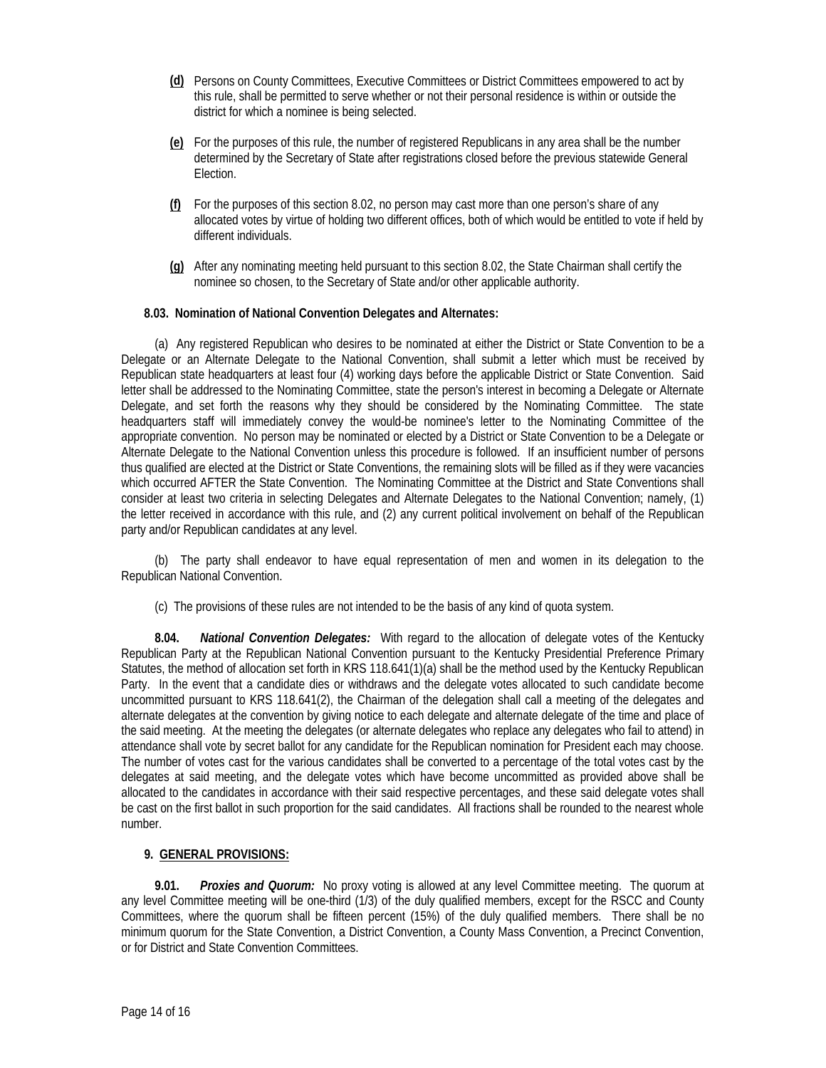**(d)** Persons on County Committees, Executive Committees or District Committees empowered to act by this rule, shall be permitted to serve whether or not their personal residence is within or outside the district for which a nominee is being selected.

**(e)** For the purposes of this rule, the number of registered Republicans in any area shall be the number determined by the Secretary of State after registrations closed before the previous statewide General Election.

**(f)** For the purposes of this section 8.02, no person may cast more than one person's share of any allocated votes by virtue of holding two different offices, both of which would be entitled to vote if held by different individuals.

**(g)** After any nominating meeting held pursuant to this section 8.02, the State Chairman shall certify the nominee so chosen, to the Secretary of State and/or other applicable authority.

**8.03. Nomination of National Convention Delegates and Alternates:**

(a) Any registered Republican who desires to be nominated at either the District or State Convention to be a Delegate or an Alternate Delegate to the National Convention, shall submit a letter which must be received by Republican state headquarters at least four (4) working days before the applicable District or State Convention. Said letter shall be addressed to the Nominating Committee, state the person's interest in becoming a Delegate or Alternate Delegate, and set forth the reasons why they should be considered by the Nominating Committee. The state headquarters staff will immediately convey the would-be nominee's letter to the Nominating Committee of the appropriate convention. No person may be nominated or elected by a District or State Convention to be a Delegate or Alternate Delegate to the National Convention unless this procedure is followed. If an insufficient number of persons thus qualified are elected at the District or State Conventions, the remaining slots will be filled as if they were vacancies which occurred AFTER the State Convention. The Nominating Committee at the District and State Conventions shall consider at least two criteria in selecting Delegates and Alternate Delegates to the National Convention; namely, (1) the letter received in accordance with this rule, and (2) any current political involvement on behalf of the Republican party and/or Republican candidates at any level.

(b) The party shall endeavor to have equal representation of men and women in its delegation to the Republican National Convention.

(c) The provisions of these rules are not intended to be the basis of any kind of quota system.

**8.04.** ***National Convention Delegates:*** With regard to the allocation of delegate votes of the Kentucky Republican Party at the Republican National Convention pursuant to the Kentucky Presidential Preference Primary Statutes, the method of allocation set forth in KRS 118.641(1)(a) shall be the method used by the Kentucky Republican Party. In the event that a candidate dies or withdraws and the delegate votes allocated to such candidate become uncommitted pursuant to KRS 118.641(2), the Chairman of the delegation shall call a meeting of the delegates and alternate delegates at the convention by giving notice to each delegate and alternate delegate of the time and place of the said meeting. At the meeting the delegates (or alternate delegates who replace any delegates who fail to attend) in attendance shall vote by secret ballot for any candidate for the Republican nomination for President each may choose. The number of votes cast for the various candidates shall be converted to a percentage of the total votes cast by the delegates at said meeting, and the delegate votes which have become uncommitted as provided above shall be allocated to the candidates in accordance with their said respective percentages, and these said delegate votes shall be cast on the first ballot in such proportion for the said candidates. All fractions shall be rounded to the nearest whole number.

## 9. GENERAL PROVISIONS:

**9.01.** ***Proxies and Quorum:*** No proxy voting is allowed at any level Committee meeting. The quorum at any level Committee meeting will be one-third (1/3) of the duly qualified members, except for the RSCC and County Committees, where the quorum shall be fifteen percent (15%) of the duly qualified members. There shall be no minimum quorum for the State Convention, a District Convention, a County Mass Convention, a Precinct Convention, or for District and State Convention Committees.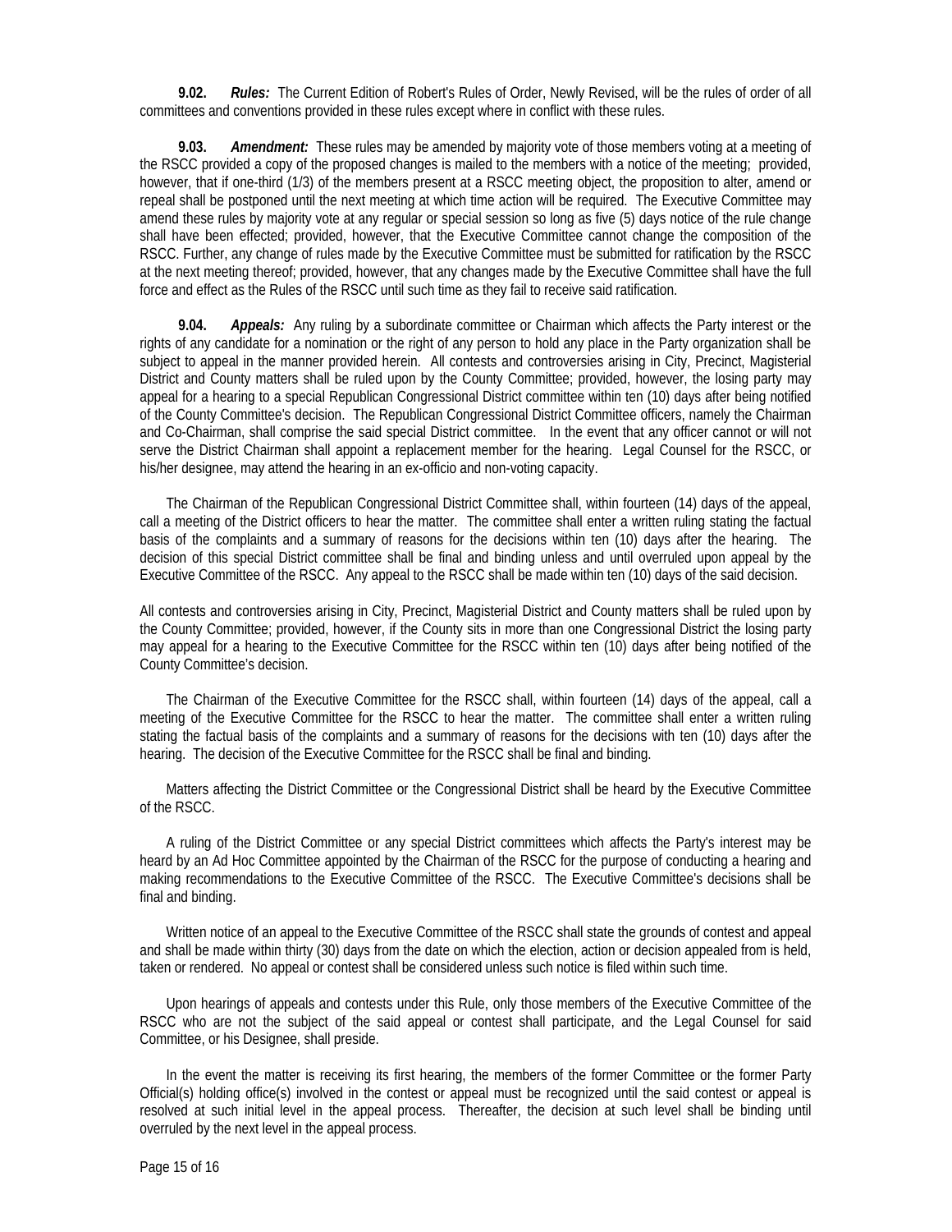**9.02.** ***Rules:*** The Current Edition of Robert's Rules of Order, Newly Revised, will be the rules of order of all committees and conventions provided in these rules except where in conflict with these rules.

**9.03.** ***Amendment:*** These rules may be amended by majority vote of those members voting at a meeting of the RSCC provided a copy of the proposed changes is mailed to the members with a notice of the meeting; provided, however, that if one-third (1/3) of the members present at a RSCC meeting object, the proposition to alter, amend or repeal shall be postponed until the next meeting at which time action will be required. The Executive Committee may amend these rules by majority vote at any regular or special session so long as five (5) days notice of the rule change shall have been effected; provided, however, that the Executive Committee cannot change the composition of the RSCC. Further, any change of rules made by the Executive Committee must be submitted for ratification by the RSCC at the next meeting thereof; provided, however, that any changes made by the Executive Committee shall have the full force and effect as the Rules of the RSCC until such time as they fail to receive said ratification.

**9.04.** ***Appeals:*** Any ruling by a subordinate committee or Chairman which affects the Party interest or the rights of any candidate for a nomination or the right of any person to hold any place in the Party organization shall be subject to appeal in the manner provided herein. All contests and controversies arising in City, Precinct, Magisterial District and County matters shall be ruled upon by the County Committee; provided, however, the losing party may appeal for a hearing to a special Republican Congressional District committee within ten (10) days after being notified of the County Committee's decision. The Republican Congressional District Committee officers, namely the Chairman and Co-Chairman, shall comprise the said special District committee. In the event that any officer cannot or will not serve the District Chairman shall appoint a replacement member for the hearing. Legal Counsel for the RSCC, or his/her designee, may attend the hearing in an ex-officio and non-voting capacity.

The Chairman of the Republican Congressional District Committee shall, within fourteen (14) days of the appeal, call a meeting of the District officers to hear the matter. The committee shall enter a written ruling stating the factual basis of the complaints and a summary of reasons for the decisions within ten (10) days after the hearing. The decision of this special District committee shall be final and binding unless and until overruled upon appeal by the Executive Committee of the RSCC. Any appeal to the RSCC shall be made within ten (10) days of the said decision.

All contests and controversies arising in City, Precinct, Magisterial District and County matters shall be ruled upon by the County Committee; provided, however, if the County sits in more than one Congressional District the losing party may appeal for a hearing to the Executive Committee for the RSCC within ten (10) days after being notified of the County Committee's decision.

The Chairman of the Executive Committee for the RSCC shall, within fourteen (14) days of the appeal, call a meeting of the Executive Committee for the RSCC to hear the matter. The committee shall enter a written ruling stating the factual basis of the complaints and a summary of reasons for the decisions with ten (10) days after the hearing. The decision of the Executive Committee for the RSCC shall be final and binding.

Matters affecting the District Committee or the Congressional District shall be heard by the Executive Committee of the RSCC.

A ruling of the District Committee or any special District committees which affects the Party's interest may be heard by an Ad Hoc Committee appointed by the Chairman of the RSCC for the purpose of conducting a hearing and making recommendations to the Executive Committee of the RSCC. The Executive Committee's decisions shall be final and binding.

Written notice of an appeal to the Executive Committee of the RSCC shall state the grounds of contest and appeal and shall be made within thirty (30) days from the date on which the election, action or decision appealed from is held, taken or rendered. No appeal or contest shall be considered unless such notice is filed within such time.

Upon hearings of appeals and contests under this Rule, only those members of the Executive Committee of the RSCC who are not the subject of the said appeal or contest shall participate, and the Legal Counsel for said Committee, or his Designee, shall preside.

In the event the matter is receiving its first hearing, the members of the former Committee or the former Party Official(s) holding office(s) involved in the contest or appeal must be recognized until the said contest or appeal is resolved at such initial level in the appeal process. Thereafter, the decision at such level shall be binding until overruled by the next level in the appeal process.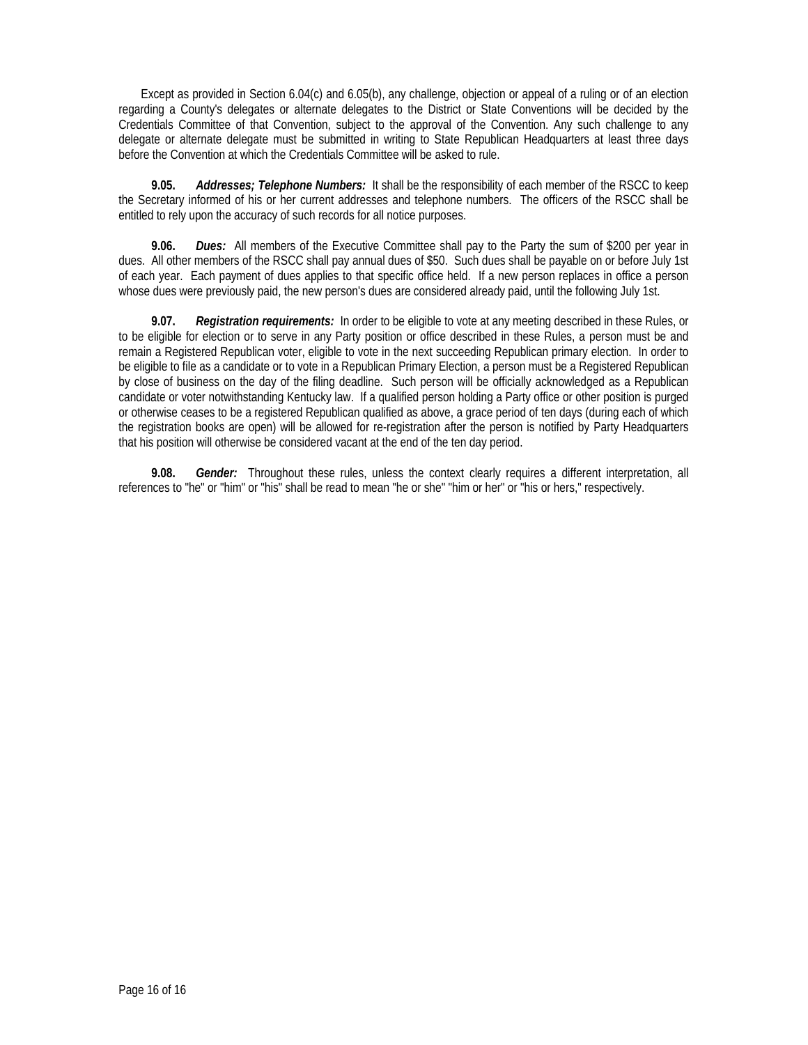Except as provided in Section 6.04(c) and 6.05(b), any challenge, objection or appeal of a ruling or of an election regarding a County's delegates or alternate delegates to the District or State Conventions will be decided by the Credentials Committee of that Convention, subject to the approval of the Convention. Any such challenge to any delegate or alternate delegate must be submitted in writing to State Republican Headquarters at least three days before the Convention at which the Credentials Committee will be asked to rule.

**9.05.** ***Addresses; Telephone Numbers:*** It shall be the responsibility of each member of the RSCC to keep the Secretary informed of his or her current addresses and telephone numbers. The officers of the RSCC shall be entitled to rely upon the accuracy of such records for all notice purposes.

**9.06.** ***Dues:*** All members of the Executive Committee shall pay to the Party the sum of $200 per year in dues. All other members of the RSCC shall pay annual dues of $50. Such dues shall be payable on or before July 1st of each year. Each payment of dues applies to that specific office held. If a new person replaces in office a person whose dues were previously paid, the new person's dues are considered already paid, until the following July 1st.

**9.07.** ***Registration requirements:*** In order to be eligible to vote at any meeting described in these Rules, or to be eligible for election or to serve in any Party position or office described in these Rules, a person must be and remain a Registered Republican voter, eligible to vote in the next succeeding Republican primary election. In order to be eligible to file as a candidate or to vote in a Republican Primary Election, a person must be a Registered Republican by close of business on the day of the filing deadline. Such person will be officially acknowledged as a Republican candidate or voter notwithstanding Kentucky law. If a qualified person holding a Party office or other position is purged or otherwise ceases to be a registered Republican qualified as above, a grace period of ten days (during each of which the registration books are open) will be allowed for re-registration after the person is notified by Party Headquarters that his position will otherwise be considered vacant at the end of the ten day period.

**9.08.** ***Gender:*** Throughout these rules, unless the context clearly requires a different interpretation, all references to "he" or "him" or "his" shall be read to mean "he or she" "him or her" or "his or hers," respectively.